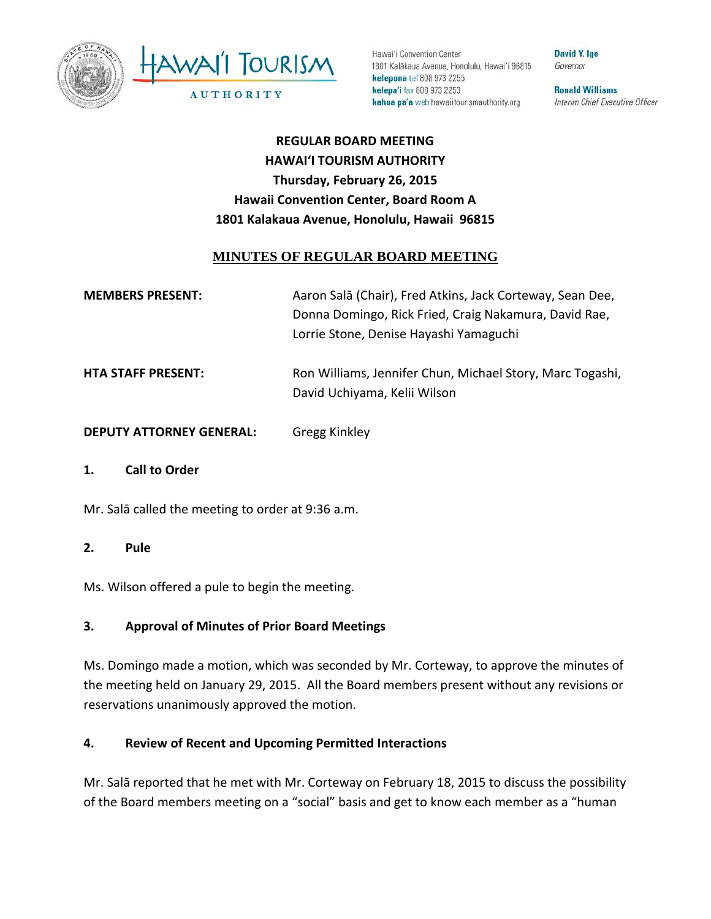Hawai'i Convention Center
1801 Kalākaua Avenue, Honolulu, Hawai'i 96815
**kelepona** tel 808 973 2255
**kelepa'i** fax 808 973 2253
**kahua pa'a** web hawaiitourismauthority.org

**David Y. Ige**
*Governor*

**Ronald Williams**
*Interim Chief Executive Officer*

**REGULAR BOARD MEETING**
**HAWAI'I TOURISM AUTHORITY**
**Thursday, February 26, 2015**
**Hawaii Convention Center, Board Room A**
**1801 Kalakaua Avenue, Honolulu, Hawaii 96815**

## MINUTES OF REGULAR BOARD MEETING

**MEMBERS PRESENT:** Aaron Salā (Chair), Fred Atkins, Jack Corteway, Sean Dee, Donna Domingo, Rick Fried, Craig Nakamura, David Rae, Lorrie Stone, Denise Hayashi Yamaguchi

**HTA STAFF PRESENT:** Ron Williams, Jennifer Chun, Michael Story, Marc Togashi, David Uchiyama, Kelii Wilson

**DEPUTY ATTORNEY GENERAL:** Gregg Kinkley

### 1. Call to Order

Mr. Salā called the meeting to order at 9:36 a.m.

### 2. Pule

Ms. Wilson offered a pule to begin the meeting.

### 3. Approval of Minutes of Prior Board Meetings

Ms. Domingo made a motion, which was seconded by Mr. Corteway, to approve the minutes of the meeting held on January 29, 2015. All the Board members present without any revisions or reservations unanimously approved the motion.

### 4. Review of Recent and Upcoming Permitted Interactions

Mr. Salā reported that he met with Mr. Corteway on February 18, 2015 to discuss the possibility of the Board members meeting on a "social" basis and get to know each member as a "human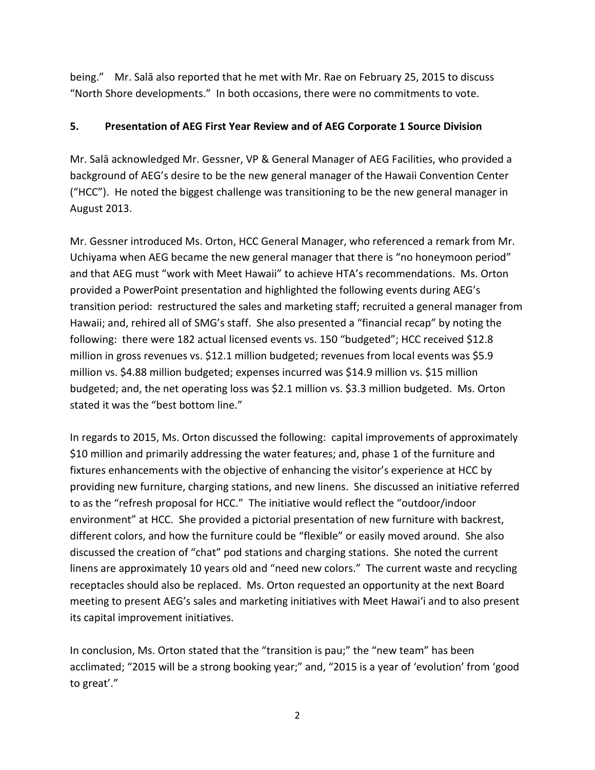being." Mr. Salā also reported that he met with Mr. Rae on February 25, 2015 to discuss "North Shore developments." In both occasions, there were no commitments to vote.

**5. Presentation of AEG First Year Review and of AEG Corporate 1 Source Division**

Mr. Salā acknowledged Mr. Gessner, VP & General Manager of AEG Facilities, who provided a background of AEG's desire to be the new general manager of the Hawaii Convention Center ("HCC"). He noted the biggest challenge was transitioning to be the new general manager in August 2013.

Mr. Gessner introduced Ms. Orton, HCC General Manager, who referenced a remark from Mr. Uchiyama when AEG became the new general manager that there is "no honeymoon period" and that AEG must "work with Meet Hawaii" to achieve HTA's recommendations. Ms. Orton provided a PowerPoint presentation and highlighted the following events during AEG's transition period: restructured the sales and marketing staff; recruited a general manager from Hawaii; and, rehired all of SMG's staff. She also presented a "financial recap" by noting the following: there were 182 actual licensed events vs. 150 "budgeted"; HCC received $12.8 million in gross revenues vs. $12.1 million budgeted; revenues from local events was $5.9 million vs. $4.88 million budgeted; expenses incurred was $14.9 million vs. $15 million budgeted; and, the net operating loss was $2.1 million vs. $3.3 million budgeted. Ms. Orton stated it was the "best bottom line."

In regards to 2015, Ms. Orton discussed the following: capital improvements of approximately $10 million and primarily addressing the water features; and, phase 1 of the furniture and fixtures enhancements with the objective of enhancing the visitor's experience at HCC by providing new furniture, charging stations, and new linens. She discussed an initiative referred to as the "refresh proposal for HCC." The initiative would reflect the "outdoor/indoor environment" at HCC. She provided a pictorial presentation of new furniture with backrest, different colors, and how the furniture could be "flexible" or easily moved around. She also discussed the creation of "chat" pod stations and charging stations. She noted the current linens are approximately 10 years old and "need new colors." The current waste and recycling receptacles should also be replaced. Ms. Orton requested an opportunity at the next Board meeting to present AEG's sales and marketing initiatives with Meet Hawaiʻi and to also present its capital improvement initiatives.

In conclusion, Ms. Orton stated that the "transition is pau;" the "new team" has been acclimated; "2015 will be a strong booking year;" and, "2015 is a year of 'evolution' from 'good to great'."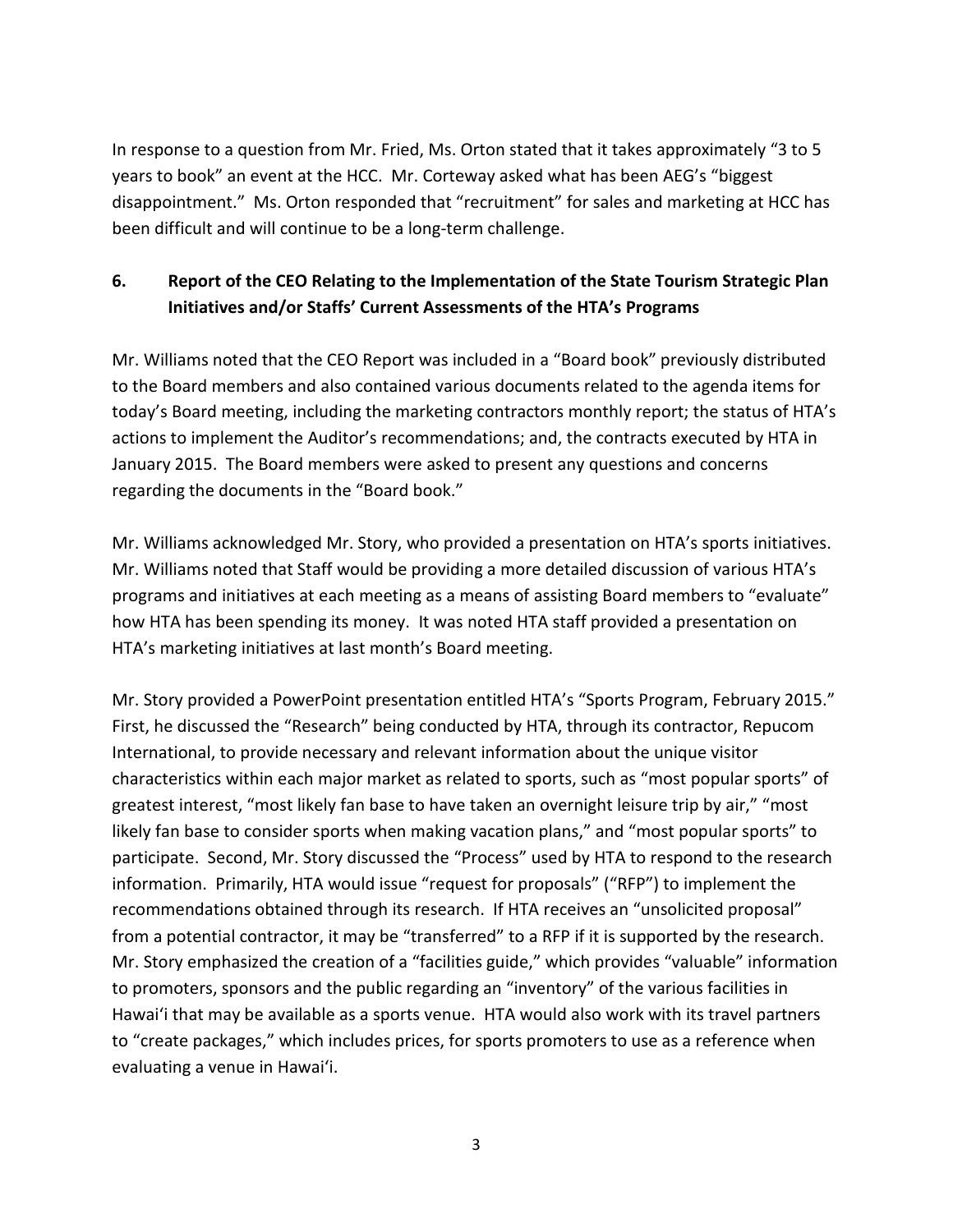In response to a question from Mr. Fried, Ms. Orton stated that it takes approximately "3 to 5 years to book" an event at the HCC. Mr. Corteway asked what has been AEG's "biggest disappointment." Ms. Orton responded that "recruitment" for sales and marketing at HCC has been difficult and will continue to be a long-term challenge.

## 6. Report of the CEO Relating to the Implementation of the State Tourism Strategic Plan Initiatives and/or Staffs' Current Assessments of the HTA's Programs

Mr. Williams noted that the CEO Report was included in a "Board book" previously distributed to the Board members and also contained various documents related to the agenda items for today's Board meeting, including the marketing contractors monthly report; the status of HTA's actions to implement the Auditor's recommendations; and, the contracts executed by HTA in January 2015. The Board members were asked to present any questions and concerns regarding the documents in the "Board book."

Mr. Williams acknowledged Mr. Story, who provided a presentation on HTA's sports initiatives. Mr. Williams noted that Staff would be providing a more detailed discussion of various HTA's programs and initiatives at each meeting as a means of assisting Board members to "evaluate" how HTA has been spending its money. It was noted HTA staff provided a presentation on HTA's marketing initiatives at last month's Board meeting.

Mr. Story provided a PowerPoint presentation entitled HTA's "Sports Program, February 2015." First, he discussed the "Research" being conducted by HTA, through its contractor, Repucom International, to provide necessary and relevant information about the unique visitor characteristics within each major market as related to sports, such as "most popular sports" of greatest interest, "most likely fan base to have taken an overnight leisure trip by air," "most likely fan base to consider sports when making vacation plans," and "most popular sports" to participate. Second, Mr. Story discussed the "Process" used by HTA to respond to the research information. Primarily, HTA would issue "request for proposals" ("RFP") to implement the recommendations obtained through its research. If HTA receives an "unsolicited proposal" from a potential contractor, it may be "transferred" to a RFP if it is supported by the research. Mr. Story emphasized the creation of a "facilities guide," which provides "valuable" information to promoters, sponsors and the public regarding an "inventory" of the various facilities in Hawaiʻi that may be available as a sports venue. HTA would also work with its travel partners to "create packages," which includes prices, for sports promoters to use as a reference when evaluating a venue in Hawaiʻi.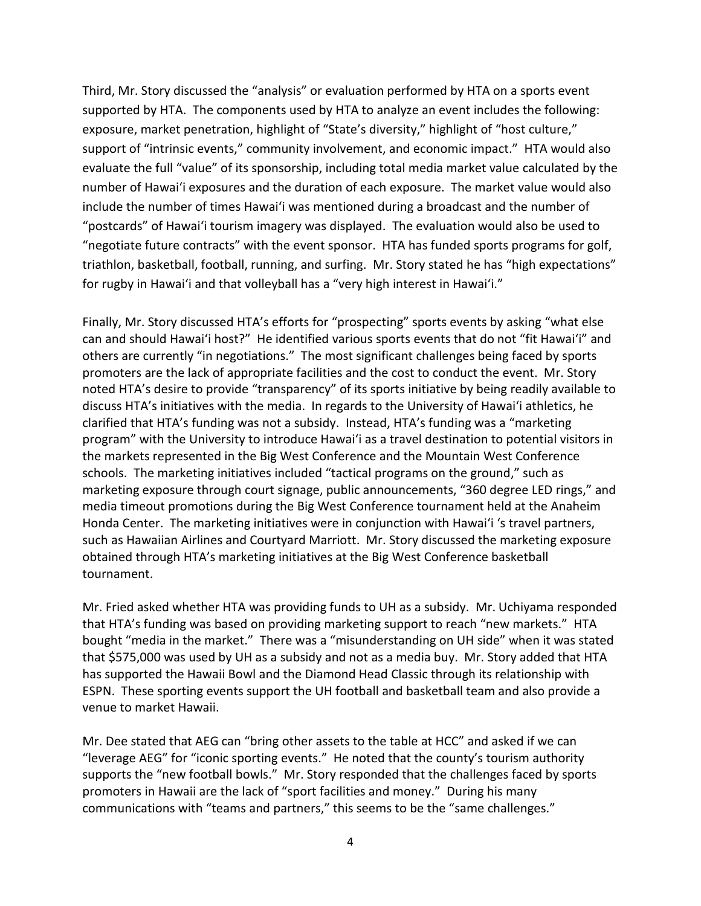Third, Mr. Story discussed the "analysis" or evaluation performed by HTA on a sports event supported by HTA. The components used by HTA to analyze an event includes the following: exposure, market penetration, highlight of "State's diversity," highlight of "host culture," support of "intrinsic events," community involvement, and economic impact." HTA would also evaluate the full "value" of its sponsorship, including total media market value calculated by the number of Hawai'i exposures and the duration of each exposure. The market value would also include the number of times Hawai'i was mentioned during a broadcast and the number of "postcards" of Hawai'i tourism imagery was displayed. The evaluation would also be used to "negotiate future contracts" with the event sponsor. HTA has funded sports programs for golf, triathlon, basketball, football, running, and surfing. Mr. Story stated he has "high expectations" for rugby in Hawai'i and that volleyball has a "very high interest in Hawai'i."

Finally, Mr. Story discussed HTA's efforts for "prospecting" sports events by asking "what else can and should Hawai'i host?" He identified various sports events that do not "fit Hawai'i" and others are currently "in negotiations." The most significant challenges being faced by sports promoters are the lack of appropriate facilities and the cost to conduct the event. Mr. Story noted HTA's desire to provide "transparency" of its sports initiative by being readily available to discuss HTA's initiatives with the media. In regards to the University of Hawai'i athletics, he clarified that HTA's funding was not a subsidy. Instead, HTA's funding was a "marketing program" with the University to introduce Hawai'i as a travel destination to potential visitors in the markets represented in the Big West Conference and the Mountain West Conference schools. The marketing initiatives included "tactical programs on the ground," such as marketing exposure through court signage, public announcements, "360 degree LED rings," and media timeout promotions during the Big West Conference tournament held at the Anaheim Honda Center. The marketing initiatives were in conjunction with Hawai'i 's travel partners, such as Hawaiian Airlines and Courtyard Marriott. Mr. Story discussed the marketing exposure obtained through HTA's marketing initiatives at the Big West Conference basketball tournament.

Mr. Fried asked whether HTA was providing funds to UH as a subsidy. Mr. Uchiyama responded that HTA's funding was based on providing marketing support to reach "new markets." HTA bought "media in the market." There was a "misunderstanding on UH side" when it was stated that $575,000 was used by UH as a subsidy and not as a media buy. Mr. Story added that HTA has supported the Hawaii Bowl and the Diamond Head Classic through its relationship with ESPN. These sporting events support the UH football and basketball team and also provide a venue to market Hawaii.

Mr. Dee stated that AEG can "bring other assets to the table at HCC" and asked if we can "leverage AEG" for "iconic sporting events." He noted that the county's tourism authority supports the "new football bowls." Mr. Story responded that the challenges faced by sports promoters in Hawaii are the lack of "sport facilities and money." During his many communications with "teams and partners," this seems to be the "same challenges."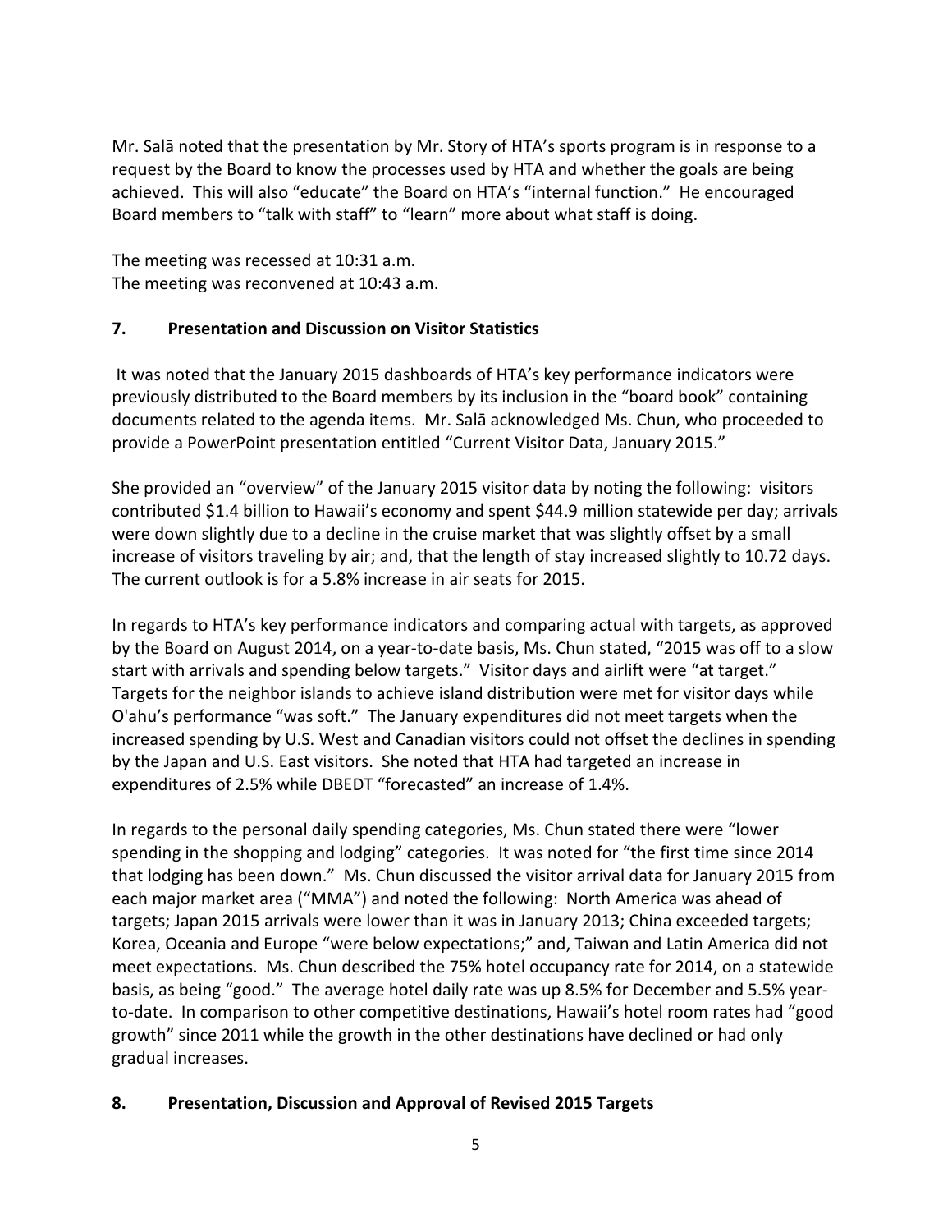Mr. Salā noted that the presentation by Mr. Story of HTA's sports program is in response to a request by the Board to know the processes used by HTA and whether the goals are being achieved. This will also "educate" the Board on HTA's "internal function." He encouraged Board members to "talk with staff" to "learn" more about what staff is doing.

The meeting was recessed at 10:31 a.m.
The meeting was reconvened at 10:43 a.m.

## 7. Presentation and Discussion on Visitor Statistics

It was noted that the January 2015 dashboards of HTA's key performance indicators were previously distributed to the Board members by its inclusion in the "board book" containing documents related to the agenda items. Mr. Salā acknowledged Ms. Chun, who proceeded to provide a PowerPoint presentation entitled "Current Visitor Data, January 2015."

She provided an "overview" of the January 2015 visitor data by noting the following: visitors contributed $1.4 billion to Hawaii's economy and spent $44.9 million statewide per day; arrivals were down slightly due to a decline in the cruise market that was slightly offset by a small increase of visitors traveling by air; and, that the length of stay increased slightly to 10.72 days. The current outlook is for a 5.8% increase in air seats for 2015.

In regards to HTA's key performance indicators and comparing actual with targets, as approved by the Board on August 2014, on a year-to-date basis, Ms. Chun stated, "2015 was off to a slow start with arrivals and spending below targets." Visitor days and airlift were "at target." Targets for the neighbor islands to achieve island distribution were met for visitor days while O'ahu's performance "was soft." The January expenditures did not meet targets when the increased spending by U.S. West and Canadian visitors could not offset the declines in spending by the Japan and U.S. East visitors. She noted that HTA had targeted an increase in expenditures of 2.5% while DBEDT "forecasted" an increase of 1.4%.

In regards to the personal daily spending categories, Ms. Chun stated there were "lower spending in the shopping and lodging" categories. It was noted for "the first time since 2014 that lodging has been down." Ms. Chun discussed the visitor arrival data for January 2015 from each major market area ("MMA") and noted the following: North America was ahead of targets; Japan 2015 arrivals were lower than it was in January 2013; China exceeded targets; Korea, Oceania and Europe "were below expectations;" and, Taiwan and Latin America did not meet expectations. Ms. Chun described the 75% hotel occupancy rate for 2014, on a statewide basis, as being "good." The average hotel daily rate was up 8.5% for December and 5.5% year-to-date. In comparison to other competitive destinations, Hawaii's hotel room rates had "good growth" since 2011 while the growth in the other destinations have declined or had only gradual increases.

## 8. Presentation, Discussion and Approval of Revised 2015 Targets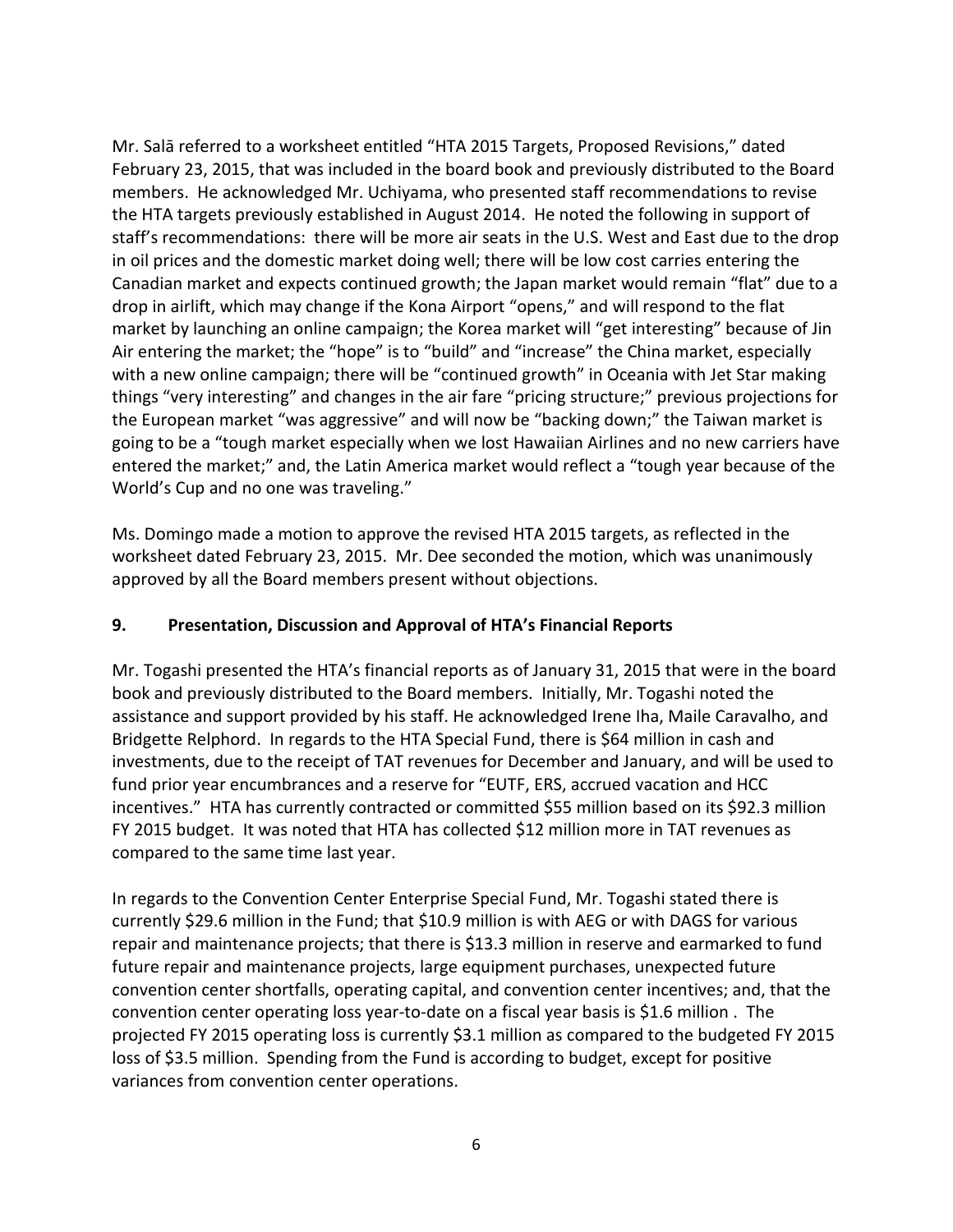Mr. Salā referred to a worksheet entitled "HTA 2015 Targets, Proposed Revisions," dated February 23, 2015, that was included in the board book and previously distributed to the Board members. He acknowledged Mr. Uchiyama, who presented staff recommendations to revise the HTA targets previously established in August 2014. He noted the following in support of staff's recommendations: there will be more air seats in the U.S. West and East due to the drop in oil prices and the domestic market doing well; there will be low cost carries entering the Canadian market and expects continued growth; the Japan market would remain "flat" due to a drop in airlift, which may change if the Kona Airport "opens," and will respond to the flat market by launching an online campaign; the Korea market will "get interesting" because of Jin Air entering the market; the "hope" is to "build" and "increase" the China market, especially with a new online campaign; there will be "continued growth" in Oceania with Jet Star making things "very interesting" and changes in the air fare "pricing structure;" previous projections for the European market "was aggressive" and will now be "backing down;" the Taiwan market is going to be a "tough market especially when we lost Hawaiian Airlines and no new carriers have entered the market;" and, the Latin America market would reflect a "tough year because of the World's Cup and no one was traveling."

Ms. Domingo made a motion to approve the revised HTA 2015 targets, as reflected in the worksheet dated February 23, 2015. Mr. Dee seconded the motion, which was unanimously approved by all the Board members present without objections.

## 9. Presentation, Discussion and Approval of HTA's Financial Reports

Mr. Togashi presented the HTA's financial reports as of January 31, 2015 that were in the board book and previously distributed to the Board members. Initially, Mr. Togashi noted the assistance and support provided by his staff. He acknowledged Irene Iha, Maile Caravalho, and Bridgette Relphord. In regards to the HTA Special Fund, there is $64 million in cash and investments, due to the receipt of TAT revenues for December and January, and will be used to fund prior year encumbrances and a reserve for "EUTF, ERS, accrued vacation and HCC incentives." HTA has currently contracted or committed $55 million based on its $92.3 million FY 2015 budget. It was noted that HTA has collected $12 million more in TAT revenues as compared to the same time last year.

In regards to the Convention Center Enterprise Special Fund, Mr. Togashi stated there is currently $29.6 million in the Fund; that $10.9 million is with AEG or with DAGS for various repair and maintenance projects; that there is $13.3 million in reserve and earmarked to fund future repair and maintenance projects, large equipment purchases, unexpected future convention center shortfalls, operating capital, and convention center incentives; and, that the convention center operating loss year-to-date on a fiscal year basis is $1.6 million . The projected FY 2015 operating loss is currently $3.1 million as compared to the budgeted FY 2015 loss of $3.5 million. Spending from the Fund is according to budget, except for positive variances from convention center operations.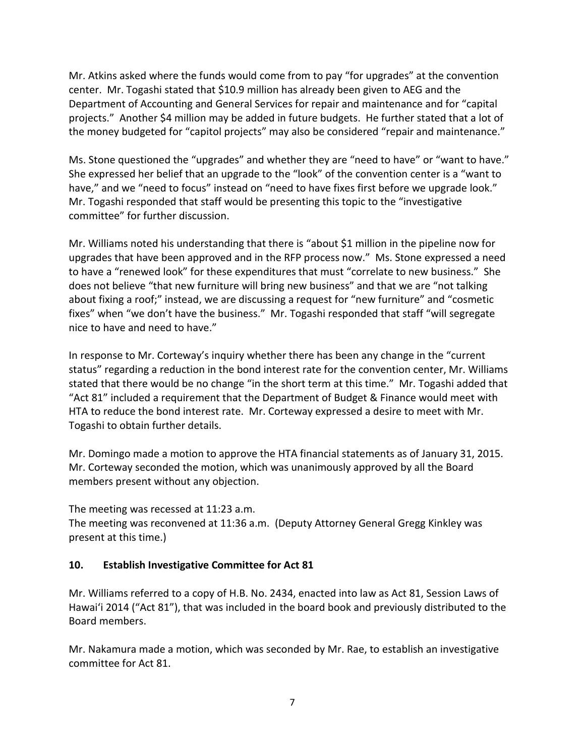Mr. Atkins asked where the funds would come from to pay "for upgrades" at the convention center. Mr. Togashi stated that $10.9 million has already been given to AEG and the Department of Accounting and General Services for repair and maintenance and for "capital projects." Another $4 million may be added in future budgets. He further stated that a lot of the money budgeted for "capitol projects" may also be considered "repair and maintenance."

Ms. Stone questioned the "upgrades" and whether they are "need to have" or "want to have." She expressed her belief that an upgrade to the "look" of the convention center is a "want to have," and we "need to focus" instead on "need to have fixes first before we upgrade look." Mr. Togashi responded that staff would be presenting this topic to the "investigative committee" for further discussion.

Mr. Williams noted his understanding that there is "about $1 million in the pipeline now for upgrades that have been approved and in the RFP process now." Ms. Stone expressed a need to have a "renewed look" for these expenditures that must "correlate to new business." She does not believe "that new furniture will bring new business" and that we are "not talking about fixing a roof;" instead, we are discussing a request for "new furniture" and "cosmetic fixes" when "we don't have the business." Mr. Togashi responded that staff "will segregate nice to have and need to have."

In response to Mr. Corteway's inquiry whether there has been any change in the "current status" regarding a reduction in the bond interest rate for the convention center, Mr. Williams stated that there would be no change "in the short term at this time." Mr. Togashi added that "Act 81" included a requirement that the Department of Budget & Finance would meet with HTA to reduce the bond interest rate. Mr. Corteway expressed a desire to meet with Mr. Togashi to obtain further details.

Mr. Domingo made a motion to approve the HTA financial statements as of January 31, 2015. Mr. Corteway seconded the motion, which was unanimously approved by all the Board members present without any objection.

The meeting was recessed at 11:23 a.m.
The meeting was reconvened at 11:36 a.m. (Deputy Attorney General Gregg Kinkley was present at this time.)

**10. Establish Investigative Committee for Act 81**

Mr. Williams referred to a copy of H.B. No. 2434, enacted into law as Act 81, Session Laws of Hawai'i 2014 ("Act 81"), that was included in the board book and previously distributed to the Board members.

Mr. Nakamura made a motion, which was seconded by Mr. Rae, to establish an investigative committee for Act 81.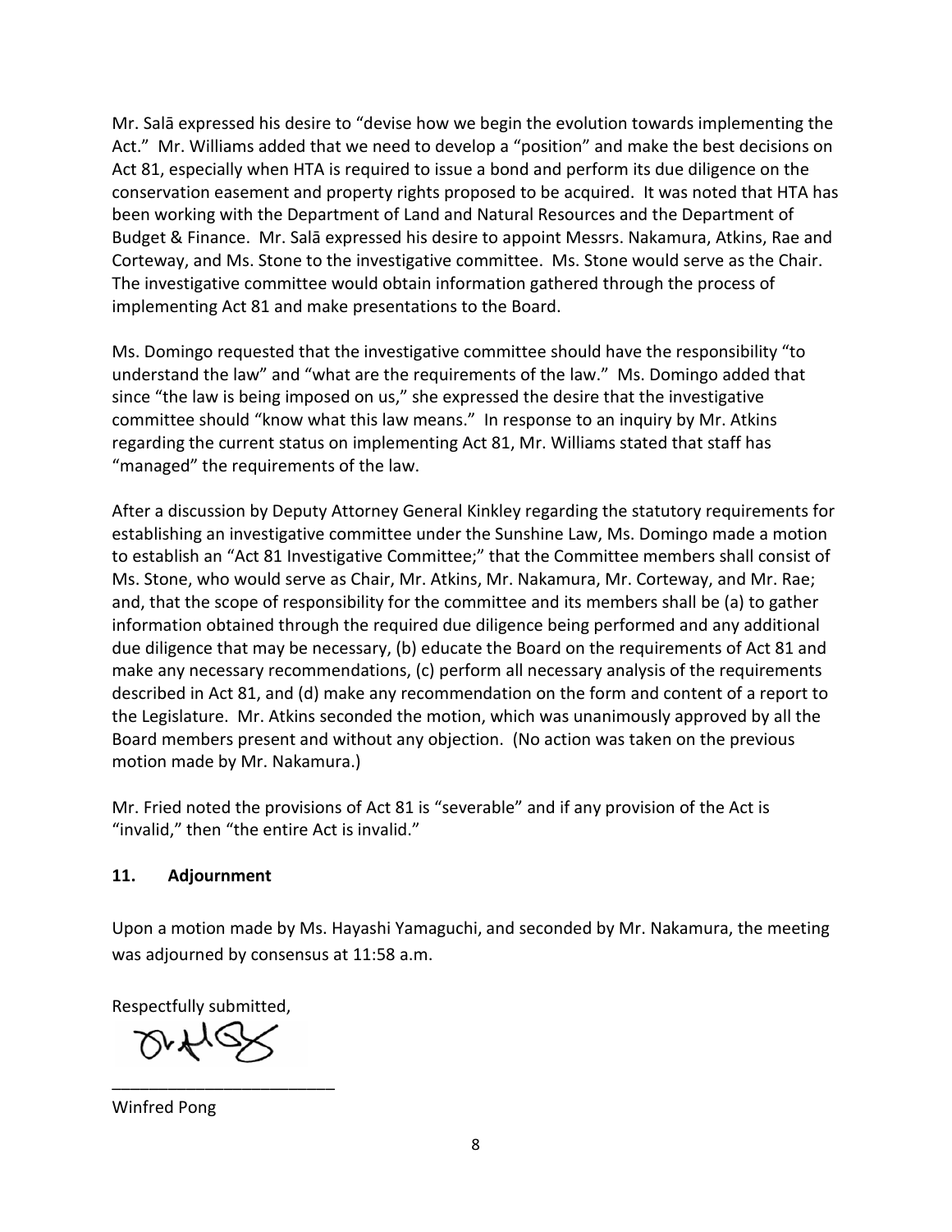Mr. Salā expressed his desire to "devise how we begin the evolution towards implementing the Act." Mr. Williams added that we need to develop a "position" and make the best decisions on Act 81, especially when HTA is required to issue a bond and perform its due diligence on the conservation easement and property rights proposed to be acquired. It was noted that HTA has been working with the Department of Land and Natural Resources and the Department of Budget & Finance. Mr. Salā expressed his desire to appoint Messrs. Nakamura, Atkins, Rae and Corteway, and Ms. Stone to the investigative committee. Ms. Stone would serve as the Chair. The investigative committee would obtain information gathered through the process of implementing Act 81 and make presentations to the Board.

Ms. Domingo requested that the investigative committee should have the responsibility "to understand the law" and "what are the requirements of the law." Ms. Domingo added that since "the law is being imposed on us," she expressed the desire that the investigative committee should "know what this law means." In response to an inquiry by Mr. Atkins regarding the current status on implementing Act 81, Mr. Williams stated that staff has "managed" the requirements of the law.

After a discussion by Deputy Attorney General Kinkley regarding the statutory requirements for establishing an investigative committee under the Sunshine Law, Ms. Domingo made a motion to establish an "Act 81 Investigative Committee;" that the Committee members shall consist of Ms. Stone, who would serve as Chair, Mr. Atkins, Mr. Nakamura, Mr. Corteway, and Mr. Rae; and, that the scope of responsibility for the committee and its members shall be (a) to gather information obtained through the required due diligence being performed and any additional due diligence that may be necessary, (b) educate the Board on the requirements of Act 81 and make any necessary recommendations, (c) perform all necessary analysis of the requirements described in Act 81, and (d) make any recommendation on the form and content of a report to the Legislature. Mr. Atkins seconded the motion, which was unanimously approved by all the Board members present and without any objection. (No action was taken on the previous motion made by Mr. Nakamura.)

Mr. Fried noted the provisions of Act 81 is "severable" and if any provision of the Act is "invalid," then "the entire Act is invalid."

## 11. Adjournment

Upon a motion made by Ms. Hayashi Yamaguchi, and seconded by Mr. Nakamura, the meeting was adjourned by consensus at 11:58 a.m.

Respectfully submitted,

\_\_\_\_\_\_\_\_\_\_\_\_\_\_\_\_\_\_\_\_\_\_\_\_

Winfred Pong